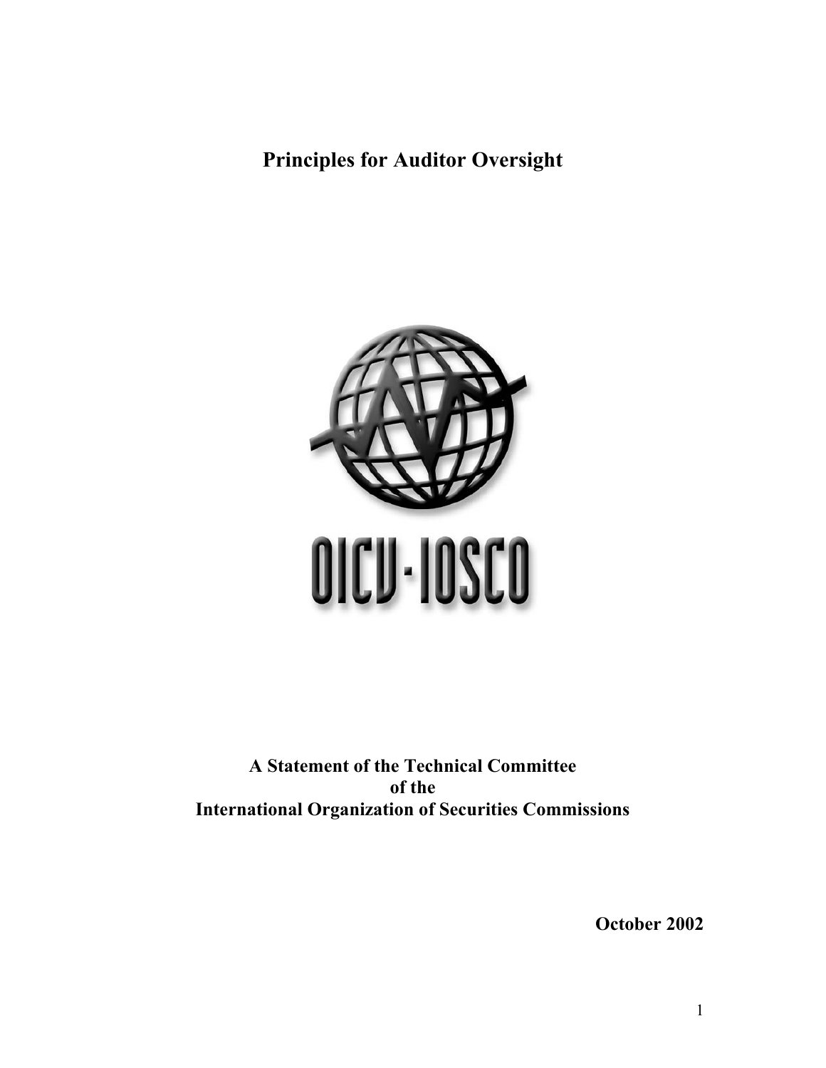# Principles for Auditor Oversight

OICV-IOSCO

**A Statement of the Technical Committee**
**of the**
**International Organization of Securities Commissions**

**October 2002**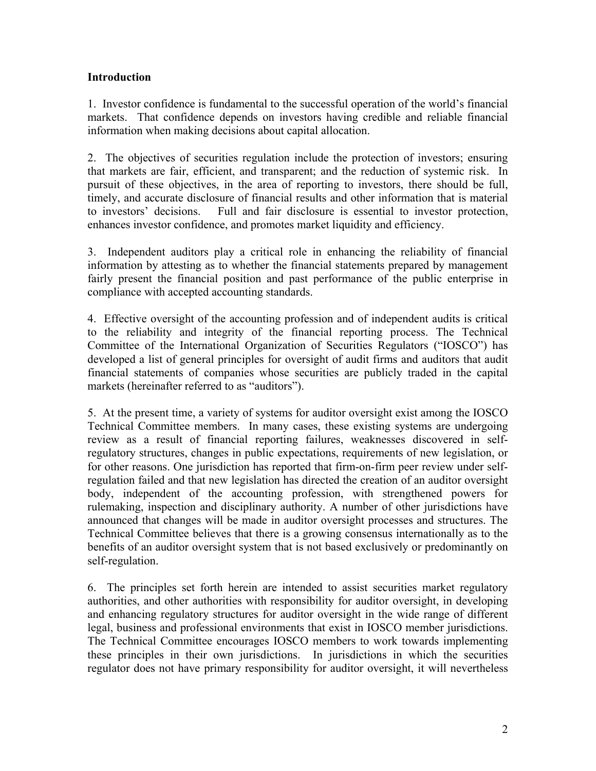**Introduction**

1. Investor confidence is fundamental to the successful operation of the world's financial markets. That confidence depends on investors having credible and reliable financial information when making decisions about capital allocation.

2. The objectives of securities regulation include the protection of investors; ensuring that markets are fair, efficient, and transparent; and the reduction of systemic risk. In pursuit of these objectives, in the area of reporting to investors, there should be full, timely, and accurate disclosure of financial results and other information that is material to investors' decisions. Full and fair disclosure is essential to investor protection, enhances investor confidence, and promotes market liquidity and efficiency.

3. Independent auditors play a critical role in enhancing the reliability of financial information by attesting as to whether the financial statements prepared by management fairly present the financial position and past performance of the public enterprise in compliance with accepted accounting standards.

4. Effective oversight of the accounting profession and of independent audits is critical to the reliability and integrity of the financial reporting process. The Technical Committee of the International Organization of Securities Regulators ("IOSCO") has developed a list of general principles for oversight of audit firms and auditors that audit financial statements of companies whose securities are publicly traded in the capital markets (hereinafter referred to as "auditors").

5. At the present time, a variety of systems for auditor oversight exist among the IOSCO Technical Committee members. In many cases, these existing systems are undergoing review as a result of financial reporting failures, weaknesses discovered in self-regulatory structures, changes in public expectations, requirements of new legislation, or for other reasons. One jurisdiction has reported that firm-on-firm peer review under self-regulation failed and that new legislation has directed the creation of an auditor oversight body, independent of the accounting profession, with strengthened powers for rulemaking, inspection and disciplinary authority. A number of other jurisdictions have announced that changes will be made in auditor oversight processes and structures. The Technical Committee believes that there is a growing consensus internationally as to the benefits of an auditor oversight system that is not based exclusively or predominantly on self-regulation.

6. The principles set forth herein are intended to assist securities market regulatory authorities, and other authorities with responsibility for auditor oversight, in developing and enhancing regulatory structures for auditor oversight in the wide range of different legal, business and professional environments that exist in IOSCO member jurisdictions. The Technical Committee encourages IOSCO members to work towards implementing these principles in their own jurisdictions. In jurisdictions in which the securities regulator does not have primary responsibility for auditor oversight, it will nevertheless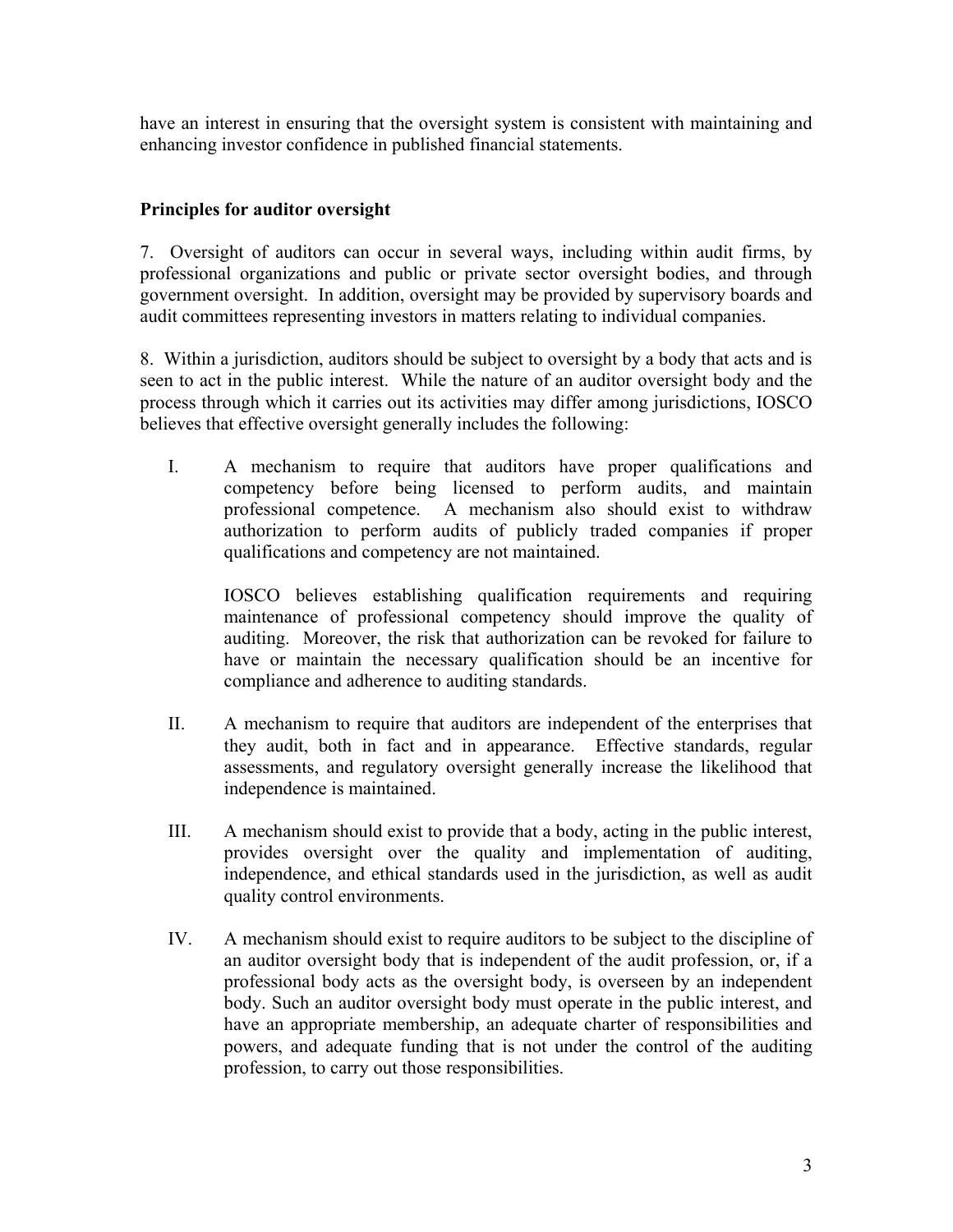have an interest in ensuring that the oversight system is consistent with maintaining and enhancing investor confidence in published financial statements.

## Principles for auditor oversight

7. Oversight of auditors can occur in several ways, including within audit firms, by professional organizations and public or private sector oversight bodies, and through government oversight. In addition, oversight may be provided by supervisory boards and audit committees representing investors in matters relating to individual companies.

8. Within a jurisdiction, auditors should be subject to oversight by a body that acts and is seen to act in the public interest. While the nature of an auditor oversight body and the process through which it carries out its activities may differ among jurisdictions, IOSCO believes that effective oversight generally includes the following:

I. A mechanism to require that auditors have proper qualifications and competency before being licensed to perform audits, and maintain professional competence. A mechanism also should exist to withdraw authorization to perform audits of publicly traded companies if proper qualifications and competency are not maintained.

   IOSCO believes establishing qualification requirements and requiring maintenance of professional competency should improve the quality of auditing. Moreover, the risk that authorization can be revoked for failure to have or maintain the necessary qualification should be an incentive for compliance and adherence to auditing standards.

II. A mechanism to require that auditors are independent of the enterprises that they audit, both in fact and in appearance. Effective standards, regular assessments, and regulatory oversight generally increase the likelihood that independence is maintained.

III. A mechanism should exist to provide that a body, acting in the public interest, provides oversight over the quality and implementation of auditing, independence, and ethical standards used in the jurisdiction, as well as audit quality control environments.

IV. A mechanism should exist to require auditors to be subject to the discipline of an auditor oversight body that is independent of the audit profession, or, if a professional body acts as the oversight body, is overseen by an independent body. Such an auditor oversight body must operate in the public interest, and have an appropriate membership, an adequate charter of responsibilities and powers, and adequate funding that is not under the control of the auditing profession, to carry out those responsibilities.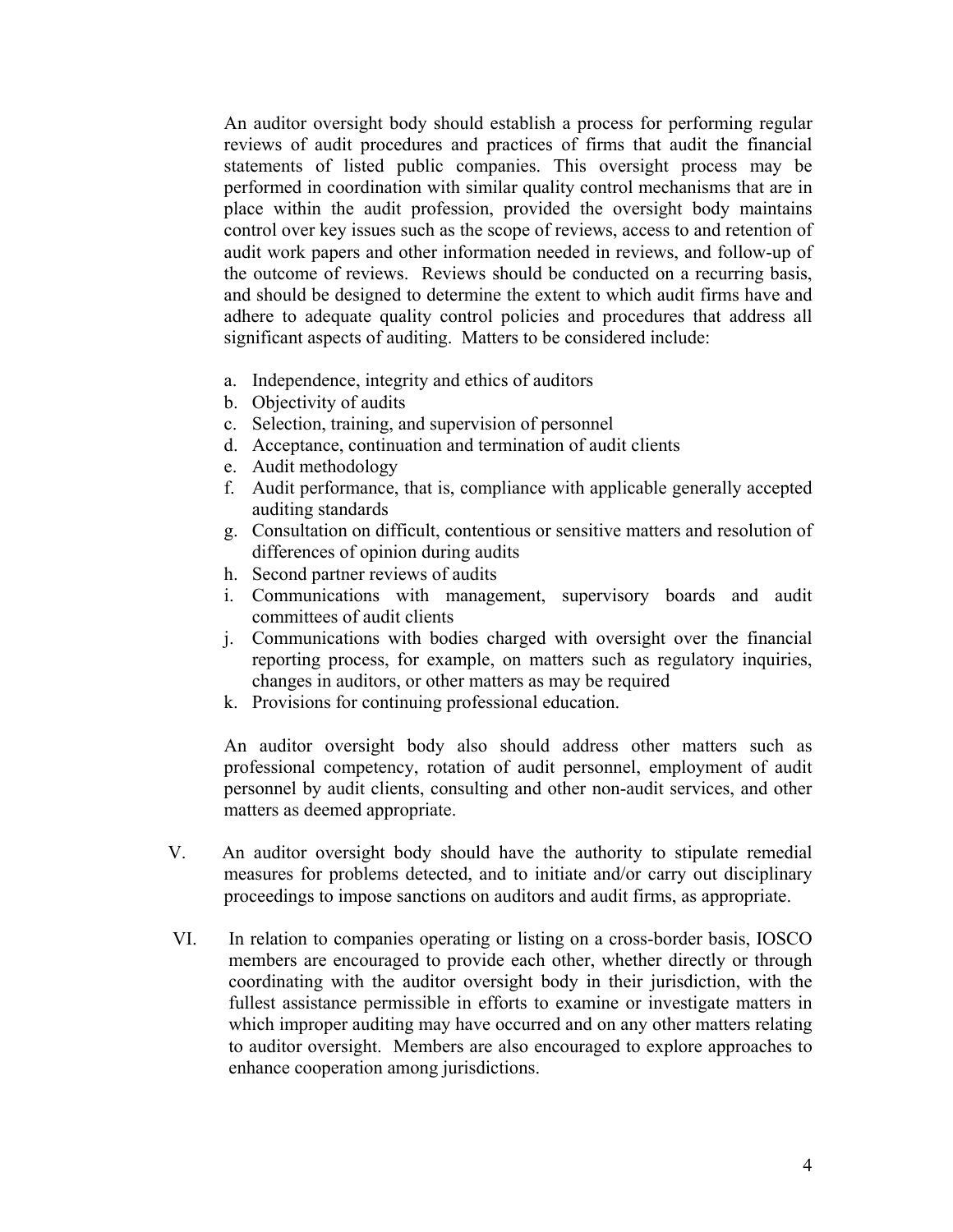An auditor oversight body should establish a process for performing regular reviews of audit procedures and practices of firms that audit the financial statements of listed public companies. This oversight process may be performed in coordination with similar quality control mechanisms that are in place within the audit profession, provided the oversight body maintains control over key issues such as the scope of reviews, access to and retention of audit work papers and other information needed in reviews, and follow-up of the outcome of reviews. Reviews should be conducted on a recurring basis, and should be designed to determine the extent to which audit firms have and adhere to adequate quality control policies and procedures that address all significant aspects of auditing. Matters to be considered include:

a. Independence, integrity and ethics of auditors
b. Objectivity of audits
c. Selection, training, and supervision of personnel
d. Acceptance, continuation and termination of audit clients
e. Audit methodology
f. Audit performance, that is, compliance with applicable generally accepted auditing standards
g. Consultation on difficult, contentious or sensitive matters and resolution of differences of opinion during audits
h. Second partner reviews of audits
i. Communications with management, supervisory boards and audit committees of audit clients
j. Communications with bodies charged with oversight over the financial reporting process, for example, on matters such as regulatory inquiries, changes in auditors, or other matters as may be required
k. Provisions for continuing professional education.

An auditor oversight body also should address other matters such as professional competency, rotation of audit personnel, employment of audit personnel by audit clients, consulting and other non-audit services, and other matters as deemed appropriate.

V. An auditor oversight body should have the authority to stipulate remedial measures for problems detected, and to initiate and/or carry out disciplinary proceedings to impose sanctions on auditors and audit firms, as appropriate.

VI. In relation to companies operating or listing on a cross-border basis, IOSCO members are encouraged to provide each other, whether directly or through coordinating with the auditor oversight body in their jurisdiction, with the fullest assistance permissible in efforts to examine or investigate matters in which improper auditing may have occurred and on any other matters relating to auditor oversight. Members are also encouraged to explore approaches to enhance cooperation among jurisdictions.